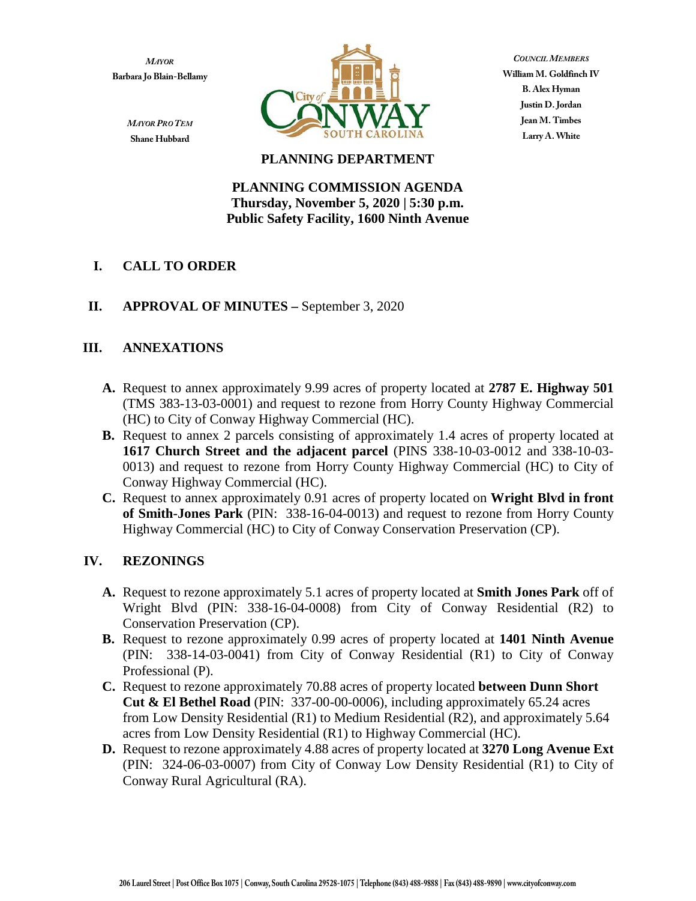*MAYOR*
**Barbara Jo Blain-Bellamy**

*MAYOR PRO TEM*
**Shane Hubbard**

*COUNCIL MEMBERS*
**William M. Goldfinch IV**
**B. Alex Hyman**
**Justin D. Jordan**
**Jean M. Timbes**
**Larry A. White**

## PLANNING DEPARTMENT

# PLANNING COMMISSION AGENDA
**Thursday, November 5, 2020 | 5:30 p.m.**
**Public Safety Facility, 1600 Ninth Avenue**

## I. CALL TO ORDER

## II. APPROVAL OF MINUTES – September 3, 2020

## III. ANNEXATIONS

**A.** Request to annex approximately 9.99 acres of property located at **2787 E. Highway 501** (TMS 383-13-03-0001) and request to rezone from Horry County Highway Commercial (HC) to City of Conway Highway Commercial (HC).

**B.** Request to annex 2 parcels consisting of approximately 1.4 acres of property located at **1617 Church Street and the adjacent parcel** (PINS 338-10-03-0012 and 338-10-03-0013) and request to rezone from Horry County Highway Commercial (HC) to City of Conway Highway Commercial (HC).

**C.** Request to annex approximately 0.91 acres of property located on **Wright Blvd in front of Smith-Jones Park** (PIN: 338-16-04-0013) and request to rezone from Horry County Highway Commercial (HC) to City of Conway Conservation Preservation (CP).

## IV. REZONINGS

**A.** Request to rezone approximately 5.1 acres of property located at **Smith Jones Park** off of Wright Blvd (PIN: 338-16-04-0008) from City of Conway Residential (R2) to Conservation Preservation (CP).

**B.** Request to rezone approximately 0.99 acres of property located at **1401 Ninth Avenue** (PIN: 338-14-03-0041) from City of Conway Residential (R1) to City of Conway Professional (P).

**C.** Request to rezone approximately 70.88 acres of property located **between Dunn Short Cut & El Bethel Road** (PIN: 337-00-00-0006), including approximately 65.24 acres from Low Density Residential (R1) to Medium Residential (R2), and approximately 5.64 acres from Low Density Residential (R1) to Highway Commercial (HC).

**D.** Request to rezone approximately 4.88 acres of property located at **3270 Long Avenue Ext** (PIN: 324-06-03-0007) from City of Conway Low Density Residential (R1) to City of Conway Rural Agricultural (RA).

206 Laurel Street | Post Office Box 1075 | Conway, South Carolina 29528-1075 | Telephone (843) 488-9888 | Fax (843) 488-9890 | www.cityofconway.com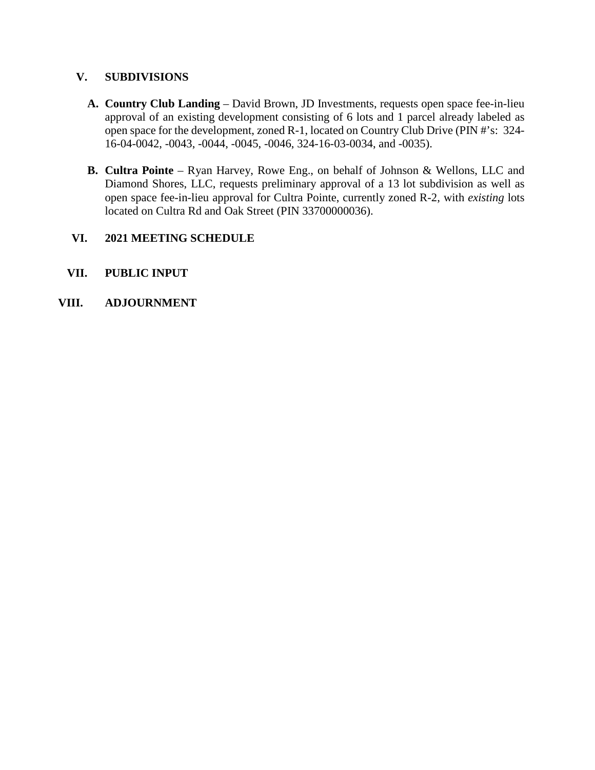## V. SUBDIVISIONS

**A. Country Club Landing** – David Brown, JD Investments, requests open space fee-in-lieu approval of an existing development consisting of 6 lots and 1 parcel already labeled as open space for the development, zoned R-1, located on Country Club Drive (PIN #'s: 324-16-04-0042, -0043, -0044, -0045, -0046, 324-16-03-0034, and -0035).

**B. Cultra Pointe** – Ryan Harvey, Rowe Eng., on behalf of Johnson & Wellons, LLC and Diamond Shores, LLC, requests preliminary approval of a 13 lot subdivision as well as open space fee-in-lieu approval for Cultra Pointe, currently zoned R-2, with *existing* lots located on Cultra Rd and Oak Street (PIN 33700000036).

## VI. 2021 MEETING SCHEDULE

## VII. PUBLIC INPUT

## VIII. ADJOURNMENT